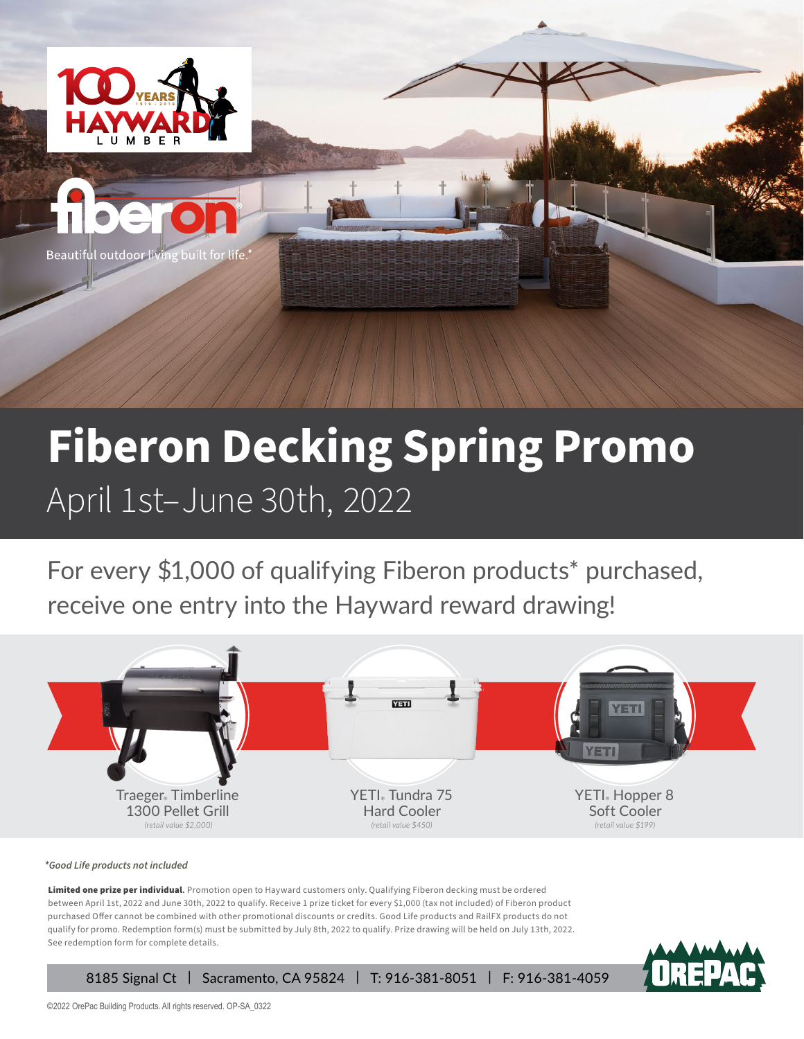100 YEARS 1919 - 2019 HAYWARD LUMBER

fiberon

Beautiful outdoor living built for life.®

# Fiberon Decking Spring Promo

## April 1st–June 30th, 2022

For every $1,000 of qualifying Fiberon products* purchased, receive one entry into the Hayward reward drawing!

| Traeger® Timberline 1300 Pellet Grill | YETI® Tundra 75 Hard Cooler | YETI® Hopper 8 Soft Cooler |
|---|---|---|
| *(retail value $2,000)* | *(retail value $450)* | *(retail value $199)* |

***Good Life products not included**

**Limited one prize per individual.** Promotion open to Hayward customers only. Qualifying Fiberon decking must be ordered between April 1st, 2022 and June 30th, 2022 to qualify. Receive 1 prize ticket for every $1,000 (tax not included) of Fiberon product purchased Offer cannot be combined with other promotional discounts or credits. Good Life products and RailFX products do not qualify for promo. Redemption form(s) must be submitted by July 8th, 2022 to qualify. Prize drawing will be held on July 13th, 2022. See redemption form for complete details.

8185 Signal Ct | Sacramento, CA 95824 | T: 916-381-8051 | F: 916-381-4059

OREPAC

©2022 OrePac Building Products. All rights reserved. OP-SA_0322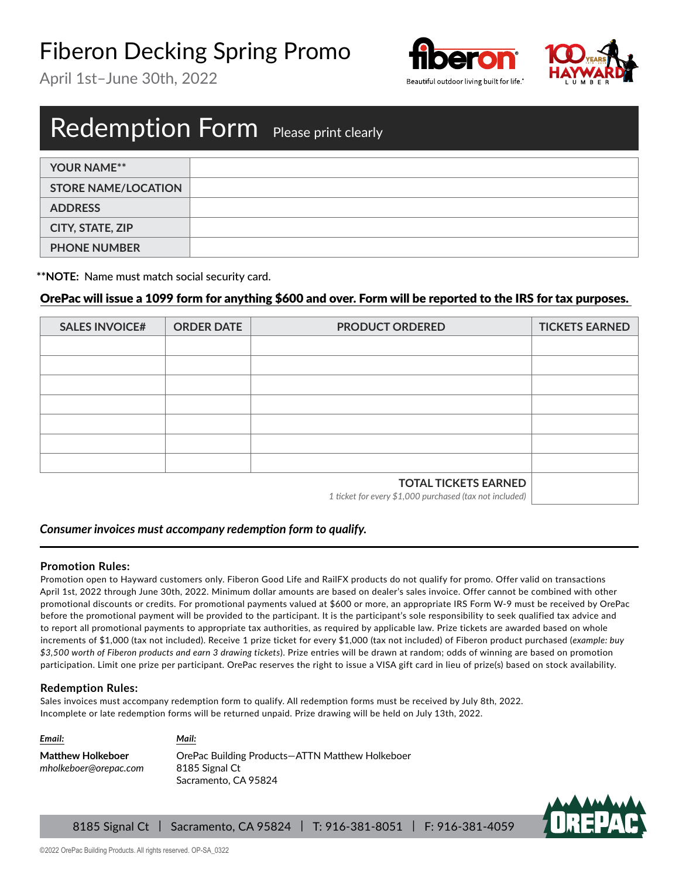# Fiberon Decking Spring Promo

April 1st–June 30th, 2022

fiberon — Beautiful outdoor living built for life.®

100 YEARS HAYWARD LUMBER

## Redemption Form Please print clearly

| | |
|---|---|
| **YOUR NAME**** | |
| **STORE NAME/LOCATION** | |
| **ADDRESS** | |
| **CITY, STATE, ZIP** | |
| **PHONE NUMBER** | |

****NOTE:** Name must match social security card.

**OrePac will issue a 1099 form for anything $600 and over. Form will be reported to the IRS for tax purposes.**

| SALES INVOICE# | ORDER DATE | PRODUCT ORDERED | TICKETS EARNED |
|---|---|---|---|
| | | | |
| | | | |
| | | | |
| | | | |
| | | | |
| | | | |
| | | | |
| | | **TOTAL TICKETS EARNED** *1 ticket for every $1,000 purchased (tax not included)* | |

***Consumer invoices must accompany redemption form to qualify.***

### Promotion Rules:

Promotion open to Hayward customers only. Fiberon Good Life and RailFX products do not qualify for promo. Offer valid on transactions April 1st, 2022 through June 30th, 2022. Minimum dollar amounts are based on dealer's sales invoice. Offer cannot be combined with other promotional discounts or credits. For promotional payments valued at $600 or more, an appropriate IRS Form W-9 must be received by OrePac before the promotional payment will be provided to the participant. It is the participant's sole responsibility to seek qualified tax advice and to report all promotional payments to appropriate tax authorities, as required by applicable law. Prize tickets are awarded based on whole increments of $1,000 (tax not included). Receive 1 prize ticket for every $1,000 (tax not included) of Fiberon product purchased (*example: buy $3,500 worth of Fiberon products and earn 3 drawing tickets*). Prize entries will be drawn at random; odds of winning are based on promotion participation. Limit one prize per participant. OrePac reserves the right to issue a VISA gift card in lieu of prize(s) based on stock availability.

### Redemption Rules:

Sales invoices must accompany redemption form to qualify. All redemption forms must be received by July 8th, 2022. Incomplete or late redemption forms will be returned unpaid. Prize drawing will be held on July 13th, 2022.

***Email:***

**Matthew Holkeboer**
*mholkeboer@orepac.com*

***Mail:***

OrePac Building Products—ATTN Matthew Holkeboer
8185 Signal Ct
Sacramento, CA 95824

8185 Signal Ct | Sacramento, CA 95824 | T: 916-381-8051 | F: 916-381-4059

OREPAC

©2022 OrePac Building Products. All rights reserved. OP-SA_0322